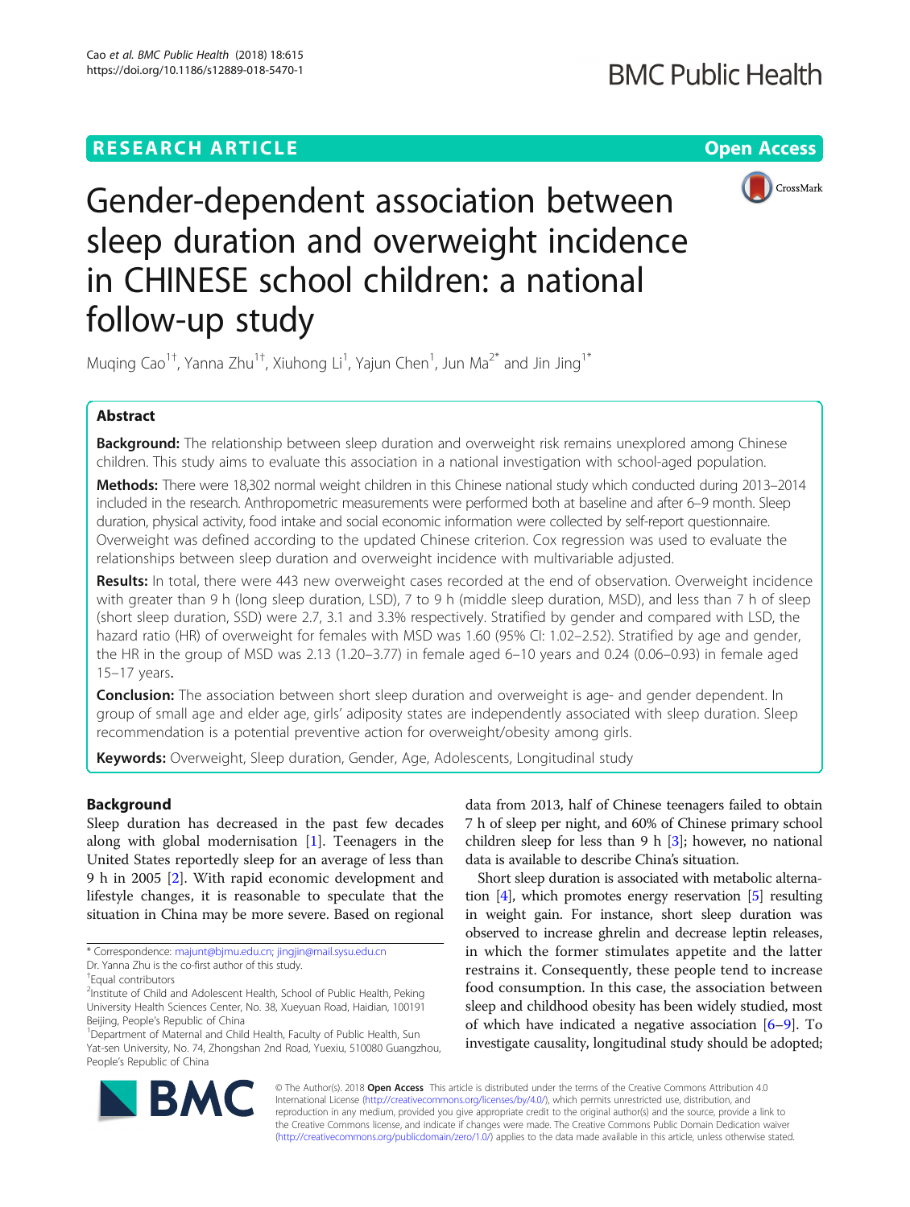RESEARCH ARTICLE

Open Access

# Gender-dependent association between sleep duration and overweight incidence in CHINESE school children: a national follow-up study

Muqing Cao[1†], Yanna Zhu[1†], Xiuhong Li[1], Yajun Chen[1], Jun Ma[2*] and Jin Jing[1*]

## Abstract

**Background:** The relationship between sleep duration and overweight risk remains unexplored among Chinese children. This study aims to evaluate this association in a national investigation with school-aged population.

**Methods:** There were 18,302 normal weight children in this Chinese national study which conducted during 2013–2014 included in the research. Anthropometric measurements were performed both at baseline and after 6–9 month. Sleep duration, physical activity, food intake and social economic information were collected by self-report questionnaire. Overweight was defined according to the updated Chinese criterion. Cox regression was used to evaluate the relationships between sleep duration and overweight incidence with multivariable adjusted.

**Results:** In total, there were 443 new overweight cases recorded at the end of observation. Overweight incidence with greater than 9 h (long sleep duration, LSD), 7 to 9 h (middle sleep duration, MSD), and less than 7 h of sleep (short sleep duration, SSD) were 2.7, 3.1 and 3.3% respectively. Stratified by gender and compared with LSD, the hazard ratio (HR) of overweight for females with MSD was 1.60 (95% CI: 1.02–2.52). Stratified by age and gender, the HR in the group of MSD was 2.13 (1.20–3.77) in female aged 6–10 years and 0.24 (0.06–0.93) in female aged 15–17 years.

**Conclusion:** The association between short sleep duration and overweight is age- and gender dependent. In group of small age and elder age, girls' adiposity states are independently associated with sleep duration. Sleep recommendation is a potential preventive action for overweight/obesity among girls.

**Keywords:** Overweight, Sleep duration, Gender, Age, Adolescents, Longitudinal study

## Background

Sleep duration has decreased in the past few decades along with global modernisation [1]. Teenagers in the United States reportedly sleep for an average of less than 9 h in 2005 [2]. With rapid economic development and lifestyle changes, it is reasonable to speculate that the situation in China may be more severe. Based on regional data from 2013, half of Chinese teenagers failed to obtain 7 h of sleep per night, and 60% of Chinese primary school children sleep for less than 9 h [3]; however, no national data is available to describe China's situation.

Short sleep duration is associated with metabolic alternation [4], which promotes energy reservation [5] resulting in weight gain. For instance, short sleep duration was observed to increase ghrelin and decrease leptin releases, in which the former stimulates appetite and the latter restrains it. Consequently, these people tend to increase food consumption. In this case, the association between sleep and childhood obesity has been widely studied, most of which have indicated a negative association [6–9]. To investigate causality, longitudinal study should be adopted;

---

* Correspondence: majunt@bjmu.edu.cn; jingjin@mail.sysu.edu.cn

Dr. Yanna Zhu is the co-first author of this study.

†Equal contributors

[2]Institute of Child and Adolescent Health, School of Public Health, Peking University Health Sciences Center, No. 38, Xueyuan Road, Haidian, 100191 Beijing, People's Republic of China

[1]Department of Maternal and Child Health, Faculty of Public Health, Sun Yat-sen University, No. 74, Zhongshan 2nd Road, Yuexiu, 510080 Guangzhou, People's Republic of China

© The Author(s). 2018 **Open Access** This article is distributed under the terms of the Creative Commons Attribution 4.0 International License (http://creativecommons.org/licenses/by/4.0/), which permits unrestricted use, distribution, and reproduction in any medium, provided you give appropriate credit to the original author(s) and the source, provide a link to the Creative Commons license, and indicate if changes were made. The Creative Commons Public Domain Dedication waiver (http://creativecommons.org/publicdomain/zero/1.0/) applies to the data made available in this article, unless otherwise stated.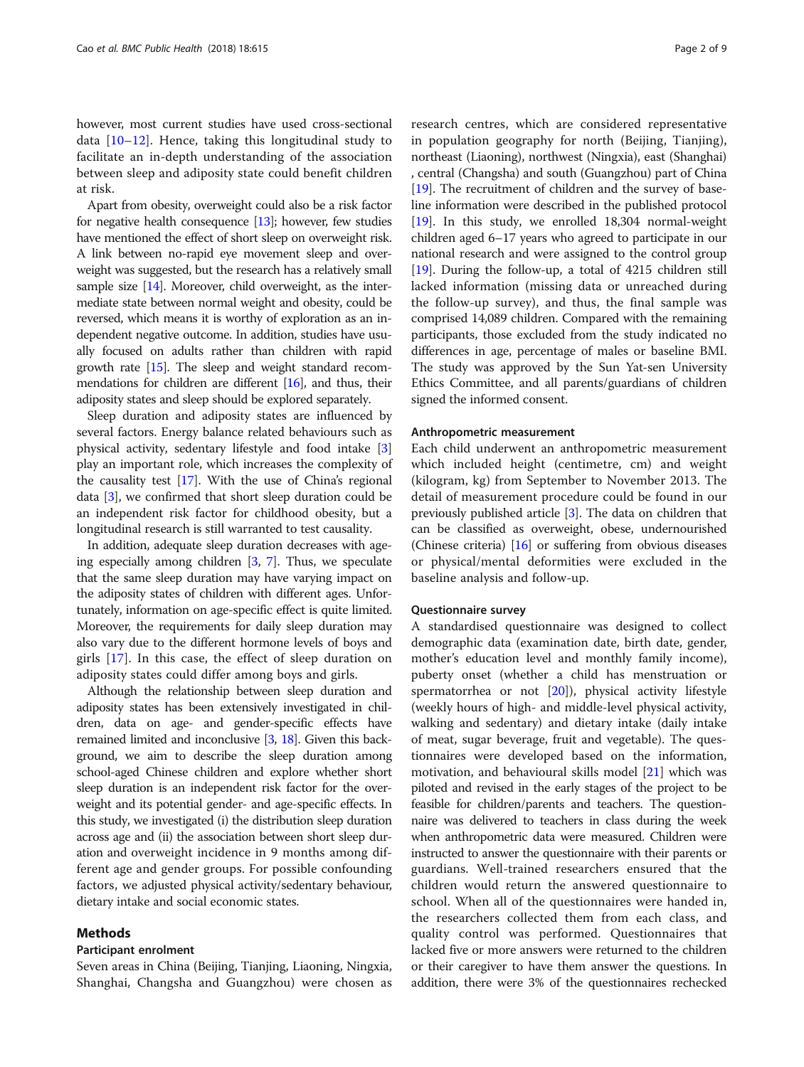however, most current studies have used cross-sectional data [10–12]. Hence, taking this longitudinal study to facilitate an in-depth understanding of the association between sleep and adiposity state could benefit children at risk.

Apart from obesity, overweight could also be a risk factor for negative health consequence [13]; however, few studies have mentioned the effect of short sleep on overweight risk. A link between no-rapid eye movement sleep and overweight was suggested, but the research has a relatively small sample size [14]. Moreover, child overweight, as the intermediate state between normal weight and obesity, could be reversed, which means it is worthy of exploration as an independent negative outcome. In addition, studies have usually focused on adults rather than children with rapid growth rate [15]. The sleep and weight standard recommendations for children are different [16], and thus, their adiposity states and sleep should be explored separately.

Sleep duration and adiposity states are influenced by several factors. Energy balance related behaviours such as physical activity, sedentary lifestyle and food intake [3] play an important role, which increases the complexity of the causality test [17]. With the use of China's regional data [3], we confirmed that short sleep duration could be an independent risk factor for childhood obesity, but a longitudinal research is still warranted to test causality.

In addition, adequate sleep duration decreases with ageing especially among children [3, 7]. Thus, we speculate that the same sleep duration may have varying impact on the adiposity states of children with different ages. Unfortunately, information on age-specific effect is quite limited. Moreover, the requirements for daily sleep duration may also vary due to the different hormone levels of boys and girls [17]. In this case, the effect of sleep duration on adiposity states could differ among boys and girls.

Although the relationship between sleep duration and adiposity states has been extensively investigated in children, data on age- and gender-specific effects have remained limited and inconclusive [3, 18]. Given this background, we aim to describe the sleep duration among school-aged Chinese children and explore whether short sleep duration is an independent risk factor for the overweight and its potential gender- and age-specific effects. In this study, we investigated (i) the distribution sleep duration across age and (ii) the association between short sleep duration and overweight incidence in 9 months among different age and gender groups. For possible confounding factors, we adjusted physical activity/sedentary behaviour, dietary intake and social economic states.

## Methods

### Participant enrolment

Seven areas in China (Beijing, Tianjing, Liaoning, Ningxia, Shanghai, Changsha and Guangzhou) were chosen as research centres, which are considered representative in population geography for north (Beijing, Tianjing), northeast (Liaoning), northwest (Ningxia), east (Shanghai), central (Changsha) and south (Guangzhou) part of China [19]. The recruitment of children and the survey of baseline information were described in the published protocol [19]. In this study, we enrolled 18,304 normal-weight children aged 6–17 years who agreed to participate in our national research and were assigned to the control group [19]. During the follow-up, a total of 4215 children still lacked information (missing data or unreached during the follow-up survey), and thus, the final sample was comprised 14,089 children. Compared with the remaining participants, those excluded from the study indicated no differences in age, percentage of males or baseline BMI. The study was approved by the Sun Yat-sen University Ethics Committee, and all parents/guardians of children signed the informed consent.

### Anthropometric measurement

Each child underwent an anthropometric measurement which included height (centimetre, cm) and weight (kilogram, kg) from September to November 2013. The detail of measurement procedure could be found in our previously published article [3]. The data on children that can be classified as overweight, obese, undernourished (Chinese criteria) [16] or suffering from obvious diseases or physical/mental deformities were excluded in the baseline analysis and follow-up.

### Questionnaire survey

A standardised questionnaire was designed to collect demographic data (examination date, birth date, gender, mother's education level and monthly family income), puberty onset (whether a child has menstruation or spermatorrhea or not [20]), physical activity lifestyle (weekly hours of high- and middle-level physical activity, walking and sedentary) and dietary intake (daily intake of meat, sugar beverage, fruit and vegetable). The questionnaires were developed based on the information, motivation, and behavioural skills model [21] which was piloted and revised in the early stages of the project to be feasible for children/parents and teachers. The questionnaire was delivered to teachers in class during the week when anthropometric data were measured. Children were instructed to answer the questionnaire with their parents or guardians. Well-trained researchers ensured that the children would return the answered questionnaire to school. When all of the questionnaires were handed in, the researchers collected them from each class, and quality control was performed. Questionnaires that lacked five or more answers were returned to the children or their caregiver to have them answer the questions. In addition, there were 3% of the questionnaires rechecked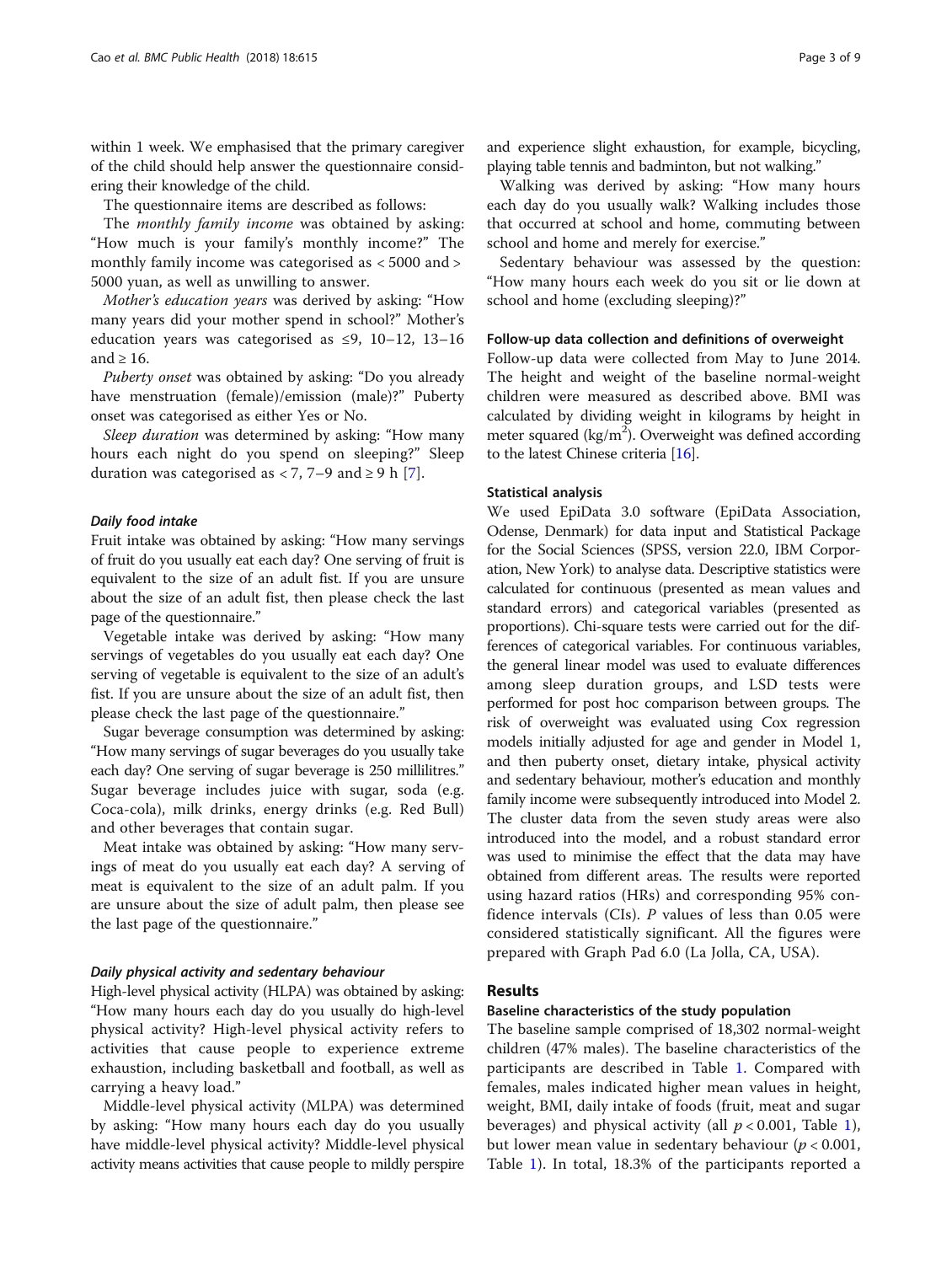within 1 week. We emphasised that the primary caregiver of the child should help answer the questionnaire considering their knowledge of the child.

The questionnaire items are described as follows:

The *monthly family income* was obtained by asking: "How much is your family's monthly income?" The monthly family income was categorised as < 5000 and > 5000 yuan, as well as unwilling to answer.

*Mother's education years* was derived by asking: "How many years did your mother spend in school?" Mother's education years was categorised as ≤9, 10–12, 13–16 and ≥ 16.

*Puberty onset* was obtained by asking: "Do you already have menstruation (female)/emission (male)?" Puberty onset was categorised as either Yes or No.

*Sleep duration* was determined by asking: "How many hours each night do you spend on sleeping?" Sleep duration was categorised as < 7, 7–9 and ≥ 9 h [7].

#### Daily food intake

Fruit intake was obtained by asking: "How many servings of fruit do you usually eat each day? One serving of fruit is equivalent to the size of an adult fist. If you are unsure about the size of an adult fist, then please check the last page of the questionnaire."

Vegetable intake was derived by asking: "How many servings of vegetables do you usually eat each day? One serving of vegetable is equivalent to the size of an adult's fist. If you are unsure about the size of an adult fist, then please check the last page of the questionnaire."

Sugar beverage consumption was determined by asking: "How many servings of sugar beverages do you usually take each day? One serving of sugar beverage is 250 millilitres." Sugar beverage includes juice with sugar, soda (e.g. Coca-cola), milk drinks, energy drinks (e.g. Red Bull) and other beverages that contain sugar.

Meat intake was obtained by asking: "How many servings of meat do you usually eat each day? A serving of meat is equivalent to the size of an adult palm. If you are unsure about the size of adult palm, then please see the last page of the questionnaire."

#### Daily physical activity and sedentary behaviour

High-level physical activity (HLPA) was obtained by asking: "How many hours each day do you usually do high-level physical activity? High-level physical activity refers to activities that cause people to experience extreme exhaustion, including basketball and football, as well as carrying a heavy load."

Middle-level physical activity (MLPA) was determined by asking: "How many hours each day do you usually have middle-level physical activity? Middle-level physical activity means activities that cause people to mildly perspire and experience slight exhaustion, for example, bicycling, playing table tennis and badminton, but not walking."

Walking was derived by asking: "How many hours each day do you usually walk? Walking includes those that occurred at school and home, commuting between school and home and merely for exercise."

Sedentary behaviour was assessed by the question: "How many hours each week do you sit or lie down at school and home (excluding sleeping)?"

### Follow-up data collection and definitions of overweight

Follow-up data were collected from May to June 2014. The height and weight of the baseline normal-weight children were measured as described above. BMI was calculated by dividing weight in kilograms by height in meter squared ($kg/m^2$). Overweight was defined according to the latest Chinese criteria [16].

### Statistical analysis

We used EpiData 3.0 software (EpiData Association, Odense, Denmark) for data input and Statistical Package for the Social Sciences (SPSS, version 22.0, IBM Corporation, New York) to analyse data. Descriptive statistics were calculated for continuous (presented as mean values and standard errors) and categorical variables (presented as proportions). Chi-square tests were carried out for the differences of categorical variables. For continuous variables, the general linear model was used to evaluate differences among sleep duration groups, and LSD tests were performed for post hoc comparison between groups. The risk of overweight was evaluated using Cox regression models initially adjusted for age and gender in Model 1, and then puberty onset, dietary intake, physical activity and sedentary behaviour, mother's education and monthly family income were subsequently introduced into Model 2. The cluster data from the seven study areas were also introduced into the model, and a robust standard error was used to minimise the effect that the data may have obtained from different areas. The results were reported using hazard ratios (HRs) and corresponding 95% confidence intervals (CIs). *P* values of less than 0.05 were considered statistically significant. All the figures were prepared with Graph Pad 6.0 (La Jolla, CA, USA).

## Results

### Baseline characteristics of the study population

The baseline sample comprised of 18,302 normal-weight children (47% males). The baseline characteristics of the participants are described in Table 1. Compared with females, males indicated higher mean values in height, weight, BMI, daily intake of foods (fruit, meat and sugar beverages) and physical activity (all $p < 0.001$, Table 1), but lower mean value in sedentary behaviour ($p < 0.001$, Table 1). In total, 18.3% of the participants reported a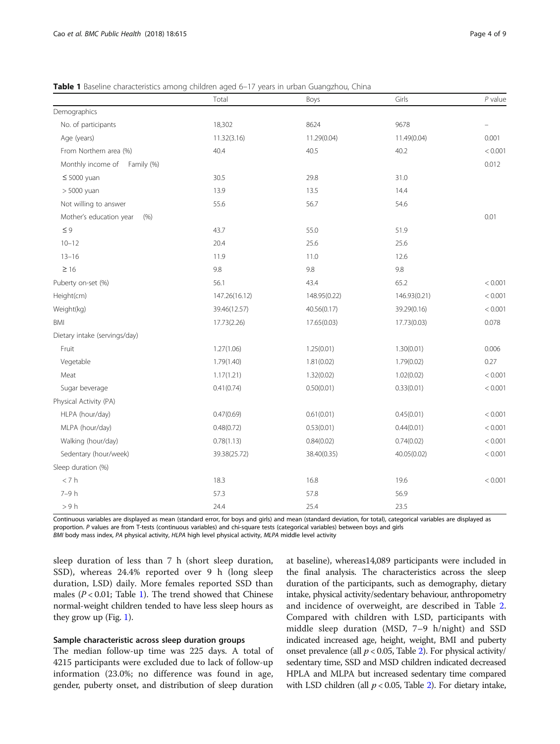**Table 1** Baseline characteristics among children aged 6–17 years in urban Guangzhou, China

| | Total | Boys | Girls | *P* value |
|---|---|---|---|---|
| Demographics | | | | |
| No. of participants | 18,302 | 8624 | 9678 | – |
| Age (years) | 11.32(3.16) | 11.29(0.04) | 11.49(0.04) | 0.001 |
| From Northern area (%) | 40.4 | 40.5 | 40.2 | < 0.001 |
| Monthly income of Family (%) | | | | 0.012 |
| ≤ 5000 yuan | 30.5 | 29.8 | 31.0 | |
| > 5000 yuan | 13.9 | 13.5 | 14.4 | |
| Not willing to answer | 55.6 | 56.7 | 54.6 | |
| Mother's education year (%) | | | | 0.01 |
| ≤ 9 | 43.7 | 55.0 | 51.9 | |
| 10–12 | 20.4 | 25.6 | 25.6 | |
| 13–16 | 11.9 | 11.0 | 12.6 | |
| ≥ 16 | 9.8 | 9.8 | 9.8 | |
| Puberty on-set (%) | 56.1 | 43.4 | 65.2 | < 0.001 |
| Height(cm) | 147.26(16.12) | 148.95(0.22) | 146.93(0.21) | < 0.001 |
| Weight(kg) | 39.46(12.57) | 40.56(0.17) | 39.29(0.16) | < 0.001 |
| BMI | 17.73(2.26) | 17.65(0.03) | 17.73(0.03) | 0.078 |
| Dietary intake (servings/day) | | | | |
| Fruit | 1.27(1.06) | 1.25(0.01) | 1.30(0.01) | 0.006 |
| Vegetable | 1.79(1.40) | 1.81(0.02) | 1.79(0.02) | 0.27 |
| Meat | 1.17(1.21) | 1.32(0.02) | 1.02(0.02) | < 0.001 |
| Sugar beverage | 0.41(0.74) | 0.50(0.01) | 0.33(0.01) | < 0.001 |
| Physical Activity (PA) | | | | |
| HLPA (hour/day) | 0.47(0.69) | 0.61(0.01) | 0.45(0.01) | < 0.001 |
| MLPA (hour/day) | 0.48(0.72) | 0.53(0.01) | 0.44(0.01) | < 0.001 |
| Walking (hour/day) | 0.78(1.13) | 0.84(0.02) | 0.74(0.02) | < 0.001 |
| Sedentary (hour/week) | 39.38(25.72) | 38.40(0.35) | 40.05(0.02) | < 0.001 |
| Sleep duration (%) | | | | |
| < 7 h | 18.3 | 16.8 | 19.6 | < 0.001 |
| 7–9 h | 57.3 | 57.8 | 56.9 | |
| > 9 h | 24.4 | 25.4 | 23.5 | |

Continuous variables are displayed as mean (standard error, for boys and girls) and mean (standard deviation, for total), categorical variables are displayed as proportion. *P* values are from T-tests (continuous variables) and chi-square tests (categorical variables) between boys and girls
*BMI* body mass index, *PA* physical activity, *HLPA* high level physical activity, *MLPA* middle level activity

sleep duration of less than 7 h (short sleep duration, SSD), whereas 24.4% reported over 9 h (long sleep duration, LSD) daily. More females reported SSD than males ($P < 0.01$; Table 1). The trend showed that Chinese normal-weight children tended to have less sleep hours as they grow up (Fig. 1).

### Sample characteristic across sleep duration groups

The median follow-up time was 225 days. A total of 4215 participants were excluded due to lack of follow-up information (23.0%; no difference was found in age, gender, puberty onset, and distribution of sleep duration at baseline), whereas14,089 participants were included in the final analysis. The characteristics across the sleep duration of the participants, such as demography, dietary intake, physical activity/sedentary behaviour, anthropometry and incidence of overweight, are described in Table 2. Compared with children with LSD, participants with middle sleep duration (MSD, 7–9 h/night) and SSD indicated increased age, height, weight, BMI and puberty onset prevalence (all $p < 0.05$, Table 2). For physical activity/sedentary time, SSD and MSD children indicated decreased HPLA and MLPA but increased sedentary time compared with LSD children (all $p < 0.05$, Table 2). For dietary intake,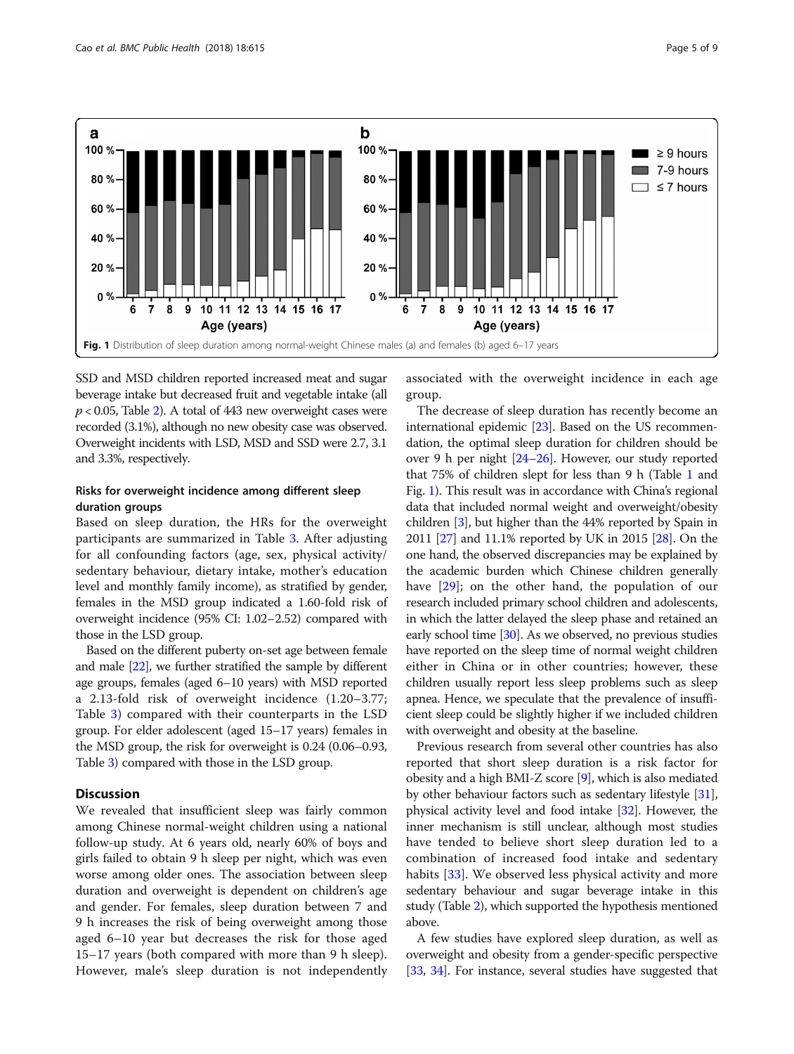Fig. 1 Distribution of sleep duration among normal-weight Chinese males (a) and females (b) aged 6–17 years

SSD and MSD children reported increased meat and sugar beverage intake but decreased fruit and vegetable intake (all $p < 0.05$, Table 2). A total of 443 new overweight cases were recorded (3.1%), although no new obesity case was observed. Overweight incidents with LSD, MSD and SSD were 2.7, 3.1 and 3.3%, respectively.

### Risks for overweight incidence among different sleep duration groups

Based on sleep duration, the HRs for the overweight participants are summarized in Table 3. After adjusting for all confounding factors (age, sex, physical activity/sedentary behaviour, dietary intake, mother's education level and monthly family income), as stratified by gender, females in the MSD group indicated a 1.60-fold risk of overweight incidence (95% CI: 1.02–2.52) compared with those in the LSD group.

Based on the different puberty on-set age between female and male [22], we further stratified the sample by different age groups, females (aged 6–10 years) with MSD reported a 2.13-fold risk of overweight incidence (1.20–3.77; Table 3) compared with their counterparts in the LSD group. For elder adolescent (aged 15–17 years) females in the MSD group, the risk for overweight is 0.24 (0.06–0.93, Table 3) compared with those in the LSD group.

## Discussion

We revealed that insufficient sleep was fairly common among Chinese normal-weight children using a national follow-up study. At 6 years old, nearly 60% of boys and girls failed to obtain 9 h sleep per night, which was even worse among older ones. The association between sleep duration and overweight is dependent on children's age and gender. For females, sleep duration between 7 and 9 h increases the risk of being overweight among those aged 6–10 year but decreases the risk for those aged 15–17 years (both compared with more than 9 h sleep). However, male's sleep duration is not independently associated with the overweight incidence in each age group.

The decrease of sleep duration has recently become an international epidemic [23]. Based on the US recommendation, the optimal sleep duration for children should be over 9 h per night [24–26]. However, our study reported that 75% of children slept for less than 9 h (Table 1 and Fig. 1). This result was in accordance with China's regional data that included normal weight and overweight/obesity children [3], but higher than the 44% reported by Spain in 2011 [27] and 11.1% reported by UK in 2015 [28]. On the one hand, the observed discrepancies may be explained by the academic burden which Chinese children generally have [29]; on the other hand, the population of our research included primary school children and adolescents, in which the latter delayed the sleep phase and retained an early school time [30]. As we observed, no previous studies have reported on the sleep time of normal weight children either in China or in other countries; however, these children usually report less sleep problems such as sleep apnea. Hence, we speculate that the prevalence of insufficient sleep could be slightly higher if we included children with overweight and obesity at the baseline.

Previous research from several other countries has also reported that short sleep duration is a risk factor for obesity and a high BMI-Z score [9], which is also mediated by other behaviour factors such as sedentary lifestyle [31], physical activity level and food intake [32]. However, the inner mechanism is still unclear, although most studies have tended to believe short sleep duration led to a combination of increased food intake and sedentary habits [33]. We observed less physical activity and more sedentary behaviour and sugar beverage intake in this study (Table 2), which supported the hypothesis mentioned above.

A few studies have explored sleep duration, as well as overweight and obesity from a gender-specific perspective [33, 34]. For instance, several studies have suggested that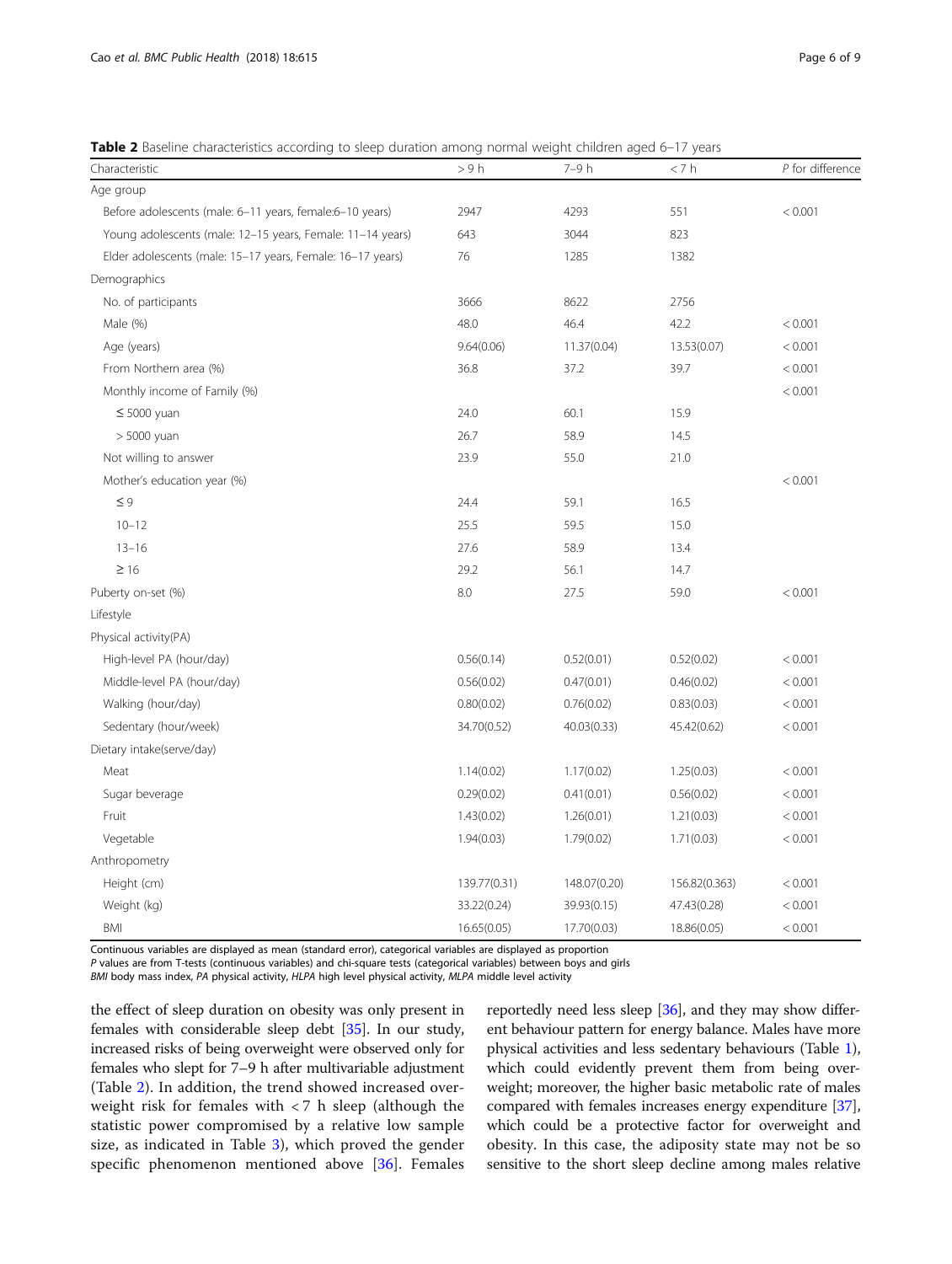**Table 2** Baseline characteristics according to sleep duration among normal weight children aged 6–17 years

| Characteristic | > 9 h | 7–9 h | < 7 h | *P* for difference |
|---|---|---|---|---|
| Age group | | | | |
| Before adolescents (male: 6–11 years, female:6–10 years) | 2947 | 4293 | 551 | < 0.001 |
| Young adolescents (male: 12–15 years, Female: 11–14 years) | 643 | 3044 | 823 | |
| Elder adolescents (male: 15–17 years, Female: 16–17 years) | 76 | 1285 | 1382 | |
| Demographics | | | | |
| No. of participants | 3666 | 8622 | 2756 | |
| Male (%) | 48.0 | 46.4 | 42.2 | < 0.001 |
| Age (years) | 9.64(0.06) | 11.37(0.04) | 13.53(0.07) | < 0.001 |
| From Northern area (%) | 36.8 | 37.2 | 39.7 | < 0.001 |
| Monthly income of Family (%) | | | | < 0.001 |
| ≤ 5000 yuan | 24.0 | 60.1 | 15.9 | |
| > 5000 yuan | 26.7 | 58.9 | 14.5 | |
| Not willing to answer | 23.9 | 55.0 | 21.0 | |
| Mother's education year (%) | | | | < 0.001 |
| ≤ 9 | 24.4 | 59.1 | 16.5 | |
| 10–12 | 25.5 | 59.5 | 15.0 | |
| 13–16 | 27.6 | 58.9 | 13.4 | |
| ≥ 16 | 29.2 | 56.1 | 14.7 | |
| Puberty on-set (%) | 8.0 | 27.5 | 59.0 | < 0.001 |
| Lifestyle | | | | |
| Physical activity(PA) | | | | |
| High-level PA (hour/day) | 0.56(0.14) | 0.52(0.01) | 0.52(0.02) | < 0.001 |
| Middle-level PA (hour/day) | 0.56(0.02) | 0.47(0.01) | 0.46(0.02) | < 0.001 |
| Walking (hour/day) | 0.80(0.02) | 0.76(0.02) | 0.83(0.03) | < 0.001 |
| Sedentary (hour/week) | 34.70(0.52) | 40.03(0.33) | 45.42(0.62) | < 0.001 |
| Dietary intake(serve/day) | | | | |
| Meat | 1.14(0.02) | 1.17(0.02) | 1.25(0.03) | < 0.001 |
| Sugar beverage | 0.29(0.02) | 0.41(0.01) | 0.56(0.02) | < 0.001 |
| Fruit | 1.43(0.02) | 1.26(0.01) | 1.21(0.03) | < 0.001 |
| Vegetable | 1.94(0.03) | 1.79(0.02) | 1.71(0.03) | < 0.001 |
| Anthropometry | | | | |
| Height (cm) | 139.77(0.31) | 148.07(0.20) | 156.82(0.363) | < 0.001 |
| Weight (kg) | 33.22(0.24) | 39.93(0.15) | 47.43(0.28) | < 0.001 |
| BMI | 16.65(0.05) | 17.70(0.03) | 18.86(0.05) | < 0.001 |

Continuous variables are displayed as mean (standard error), categorical variables are displayed as proportion

*P* values are from T-tests (continuous variables) and chi-square tests (categorical variables) between boys and girls

*BMI* body mass index, *PA* physical activity, *HLPA* high level physical activity, *MLPA* middle level activity

the effect of sleep duration on obesity was only present in females with considerable sleep debt [35]. In our study, increased risks of being overweight were observed only for females who slept for 7–9 h after multivariable adjustment (Table 2). In addition, the trend showed increased overweight risk for females with < 7 h sleep (although the statistic power compromised by a relative low sample size, as indicated in Table 3), which proved the gender specific phenomenon mentioned above [36]. Females reportedly need less sleep [36], and they may show different behaviour pattern for energy balance. Males have more physical activities and less sedentary behaviours (Table 1), which could evidently prevent them from being overweight; moreover, the higher basic metabolic rate of males compared with females increases energy expenditure [37], which could be a protective factor for overweight and obesity. In this case, the adiposity state may not be so sensitive to the short sleep decline among males relative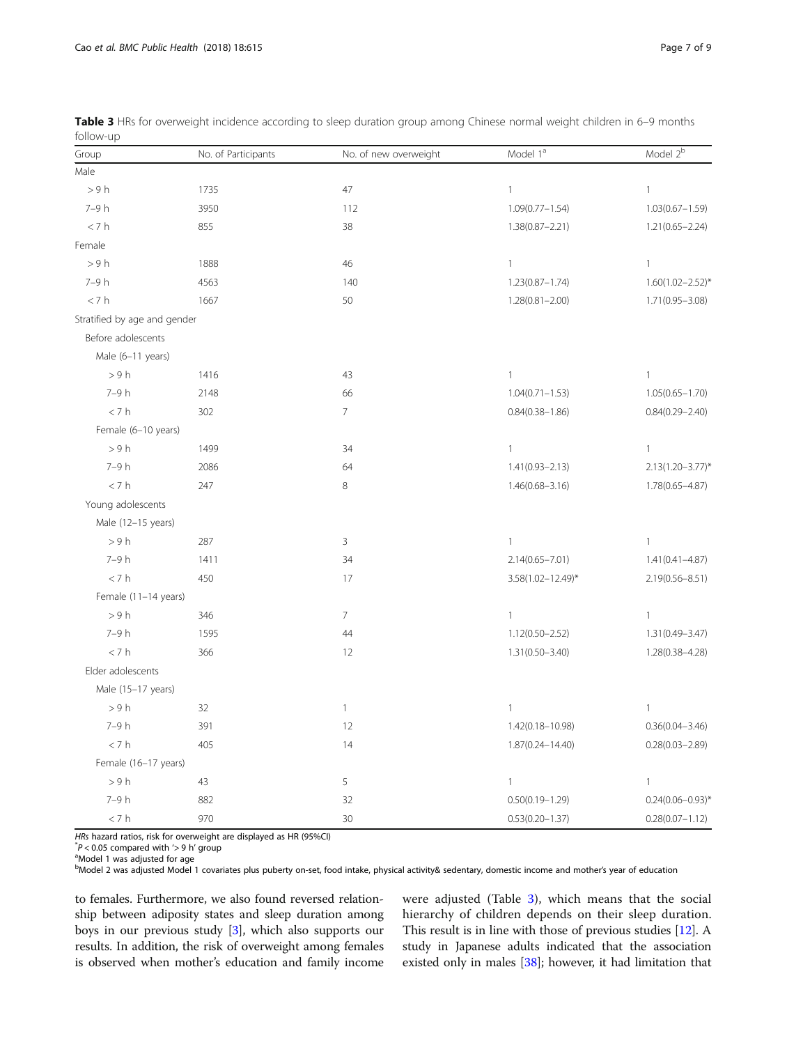**Table 3** HRs for overweight incidence according to sleep duration group among Chinese normal weight children in 6–9 months follow-up

| Group | No. of Participants | No. of new overweight | Model 1[a] | Model 2[b] |
|---|---|---|---|---|
| Male | | | | |
| > 9 h | 1735 | 47 | 1 | 1 |
| 7–9 h | 3950 | 112 | 1.09(0.77–1.54) | 1.03(0.67–1.59) |
| < 7 h | 855 | 38 | 1.38(0.87–2.21) | 1.21(0.65–2.24) |
| Female | | | | |
| > 9 h | 1888 | 46 | 1 | 1 |
| 7–9 h | 4563 | 140 | 1.23(0.87–1.74) | 1.60(1.02–2.52)* |
| < 7 h | 1667 | 50 | 1.28(0.81–2.00) | 1.71(0.95–3.08) |
| Stratified by age and gender | | | | |
| Before adolescents | | | | |
| Male (6–11 years) | | | | |
| > 9 h | 1416 | 43 | 1 | 1 |
| 7–9 h | 2148 | 66 | 1.04(0.71–1.53) | 1.05(0.65–1.70) |
| < 7 h | 302 | 7 | 0.84(0.38–1.86) | 0.84(0.29–2.40) |
| Female (6–10 years) | | | | |
| > 9 h | 1499 | 34 | 1 | 1 |
| 7–9 h | 2086 | 64 | 1.41(0.93–2.13) | 2.13(1.20–3.77)* |
| < 7 h | 247 | 8 | 1.46(0.68–3.16) | 1.78(0.65–4.87) |
| Young adolescents | | | | |
| Male (12–15 years) | | | | |
| > 9 h | 287 | 3 | 1 | 1 |
| 7–9 h | 1411 | 34 | 2.14(0.65–7.01) | 1.41(0.41–4.87) |
| < 7 h | 450 | 17 | 3.58(1.02–12.49)* | 2.19(0.56–8.51) |
| Female (11–14 years) | | | | |
| > 9 h | 346 | 7 | 1 | 1 |
| 7–9 h | 1595 | 44 | 1.12(0.50–2.52) | 1.31(0.49–3.47) |
| < 7 h | 366 | 12 | 1.31(0.50–3.40) | 1.28(0.38–4.28) |
| Elder adolescents | | | | |
| Male (15–17 years) | | | | |
| > 9 h | 32 | 1 | 1 | 1 |
| 7–9 h | 391 | 12 | 1.42(0.18–10.98) | 0.36(0.04–3.46) |
| < 7 h | 405 | 14 | 1.87(0.24–14.40) | 0.28(0.03–2.89) |
| Female (16–17 years) | | | | |
| > 9 h | 43 | 5 | 1 | 1 |
| 7–9 h | 882 | 32 | 0.50(0.19–1.29) | 0.24(0.06–0.93)* |
| < 7 h | 970 | 30 | 0.53(0.20–1.37) | 0.28(0.07–1.12) |

*HRs* hazard ratios, risk for overweight are displayed as HR (95%CI)

*$P < 0.05$ compared with '> 9 h' group

[a]Model 1 was adjusted for age

[b]Model 2 was adjusted Model 1 covariates plus puberty on-set, food intake, physical activity& sedentary, domestic income and mother's year of education

to females. Furthermore, we also found reversed relationship between adiposity states and sleep duration among boys in our previous study [3], which also supports our results. In addition, the risk of overweight among females is observed when mother's education and family income were adjusted (Table 3), which means that the social hierarchy of children depends on their sleep duration. This result is in line with those of previous studies [12]. A study in Japanese adults indicated that the association existed only in males [38]; however, it had limitation that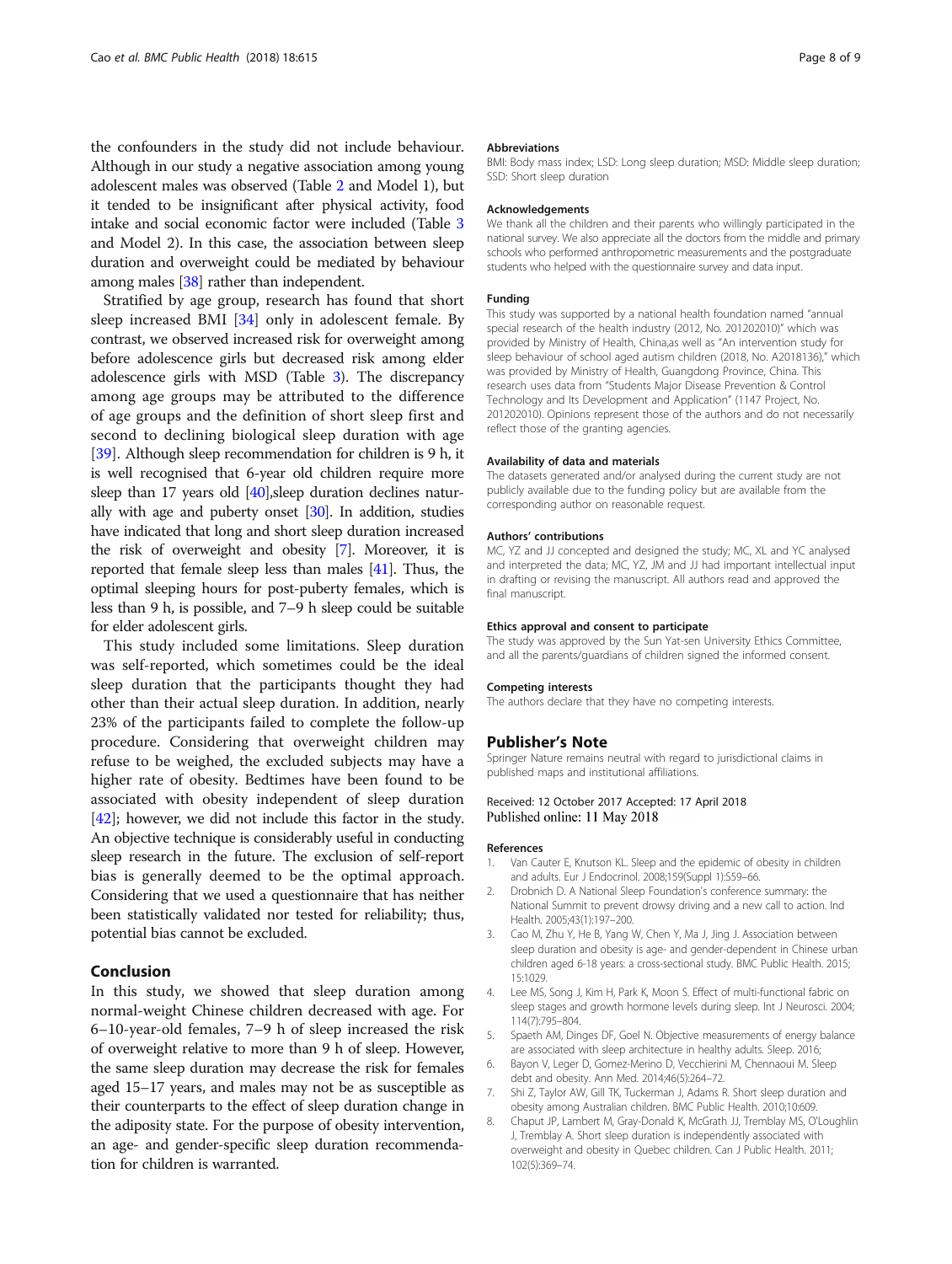the confounders in the study did not include behaviour. Although in our study a negative association among young adolescent males was observed (Table 2 and Model 1), but it tended to be insignificant after physical activity, food intake and social economic factor were included (Table 3 and Model 2). In this case, the association between sleep duration and overweight could be mediated by behaviour among males [38] rather than independent.

Stratified by age group, research has found that short sleep increased BMI [34] only in adolescent female. By contrast, we observed increased risk for overweight among before adolescence girls but decreased risk among elder adolescence girls with MSD (Table 3). The discrepancy among age groups may be attributed to the difference of age groups and the definition of short sleep first and second to declining biological sleep duration with age [39]. Although sleep recommendation for children is 9 h, it is well recognised that 6-year old children require more sleep than 17 years old [40],sleep duration declines naturally with age and puberty onset [30]. In addition, studies have indicated that long and short sleep duration increased the risk of overweight and obesity [7]. Moreover, it is reported that female sleep less than males [41]. Thus, the optimal sleeping hours for post-puberty females, which is less than 9 h, is possible, and 7–9 h sleep could be suitable for elder adolescent girls.

This study included some limitations. Sleep duration was self-reported, which sometimes could be the ideal sleep duration that the participants thought they had other than their actual sleep duration. In addition, nearly 23% of the participants failed to complete the follow-up procedure. Considering that overweight children may refuse to be weighed, the excluded subjects may have a higher rate of obesity. Bedtimes have been found to be associated with obesity independent of sleep duration [42]; however, we did not include this factor in the study. An objective technique is considerably useful in conducting sleep research in the future. The exclusion of self-report bias is generally deemed to be the optimal approach. Considering that we used a questionnaire that has neither been statistically validated nor tested for reliability; thus, potential bias cannot be excluded.

## Conclusion

In this study, we showed that sleep duration among normal-weight Chinese children decreased with age. For 6–10-year-old females, 7–9 h of sleep increased the risk of overweight relative to more than 9 h of sleep. However, the same sleep duration may decrease the risk for females aged 15–17 years, and males may not be as susceptible as their counterparts to the effect of sleep duration change in the adiposity state. For the purpose of obesity intervention, an age- and gender-specific sleep duration recommendation for children is warranted.

#### Abbreviations

BMI: Body mass index; LSD: Long sleep duration; MSD: Middle sleep duration; SSD: Short sleep duration

#### Acknowledgements

We thank all the children and their parents who willingly participated in the national survey. We also appreciate all the doctors from the middle and primary schools who performed anthropometric measurements and the postgraduate students who helped with the questionnaire survey and data input.

#### Funding

This study was supported by a national health foundation named "annual special research of the health industry (2012, No. 201202010)" which was provided by Ministry of Health, China,as well as "An intervention study for sleep behaviour of school aged autism children (2018, No. A2018136)," which was provided by Ministry of Health, Guangdong Province, China. This research uses data from "Students Major Disease Prevention & Control Technology and Its Development and Application" (1147 Project, No. 201202010). Opinions represent those of the authors and do not necessarily reflect those of the granting agencies.

#### Availability of data and materials

The datasets generated and/or analysed during the current study are not publicly available due to the funding policy but are available from the corresponding author on reasonable request.

#### Authors' contributions

MC, YZ and JJ concepted and designed the study; MC, XL and YC analysed and interpreted the data; MC, YZ, JM and JJ had important intellectual input in drafting or revising the manuscript. All authors read and approved the final manuscript.

#### Ethics approval and consent to participate

The study was approved by the Sun Yat-sen University Ethics Committee, and all the parents/guardians of children signed the informed consent.

#### Competing interests

The authors declare that they have no competing interests.

## Publisher's Note

Springer Nature remains neutral with regard to jurisdictional claims in published maps and institutional affiliations.

Received: 12 October 2017 Accepted: 17 April 2018
Published online: 11 May 2018

#### References

1. Van Cauter E, Knutson KL. Sleep and the epidemic of obesity in children and adults. Eur J Endocrinol. 2008;159(Suppl 1):S59–66.
2. Drobnich D. A National Sleep Foundation's conference summary: the National Summit to prevent drowsy driving and a new call to action. Ind Health. 2005;43(1):197–200.
3. Cao M, Zhu Y, He B, Yang W, Chen Y, Ma J, Jing J. Association between sleep duration and obesity is age- and gender-dependent in Chinese urban children aged 6-18 years: a cross-sectional study. BMC Public Health. 2015; 15:1029.
4. Lee MS, Song J, Kim H, Park K, Moon S. Effect of multi-functional fabric on sleep stages and growth hormone levels during sleep. Int J Neurosci. 2004; 114(7):795–804.
5. Spaeth AM, Dinges DF, Goel N. Objective measurements of energy balance are associated with sleep architecture in healthy adults. Sleep. 2016;
6. Bayon V, Leger D, Gomez-Merino D, Vecchierini M, Chennaoui M. Sleep debt and obesity. Ann Med. 2014;46(5):264–72.
7. Shi Z, Taylor AW, Gill TK, Tuckerman J, Adams R. Short sleep duration and obesity among Australian children. BMC Public Health. 2010;10:609.
8. Chaput JP, Lambert M, Gray-Donald K, McGrath JJ, Tremblay MS, O'Loughlin J, Tremblay A. Short sleep duration is independently associated with overweight and obesity in Quebec children. Can J Public Health. 2011; 102(5):369–74.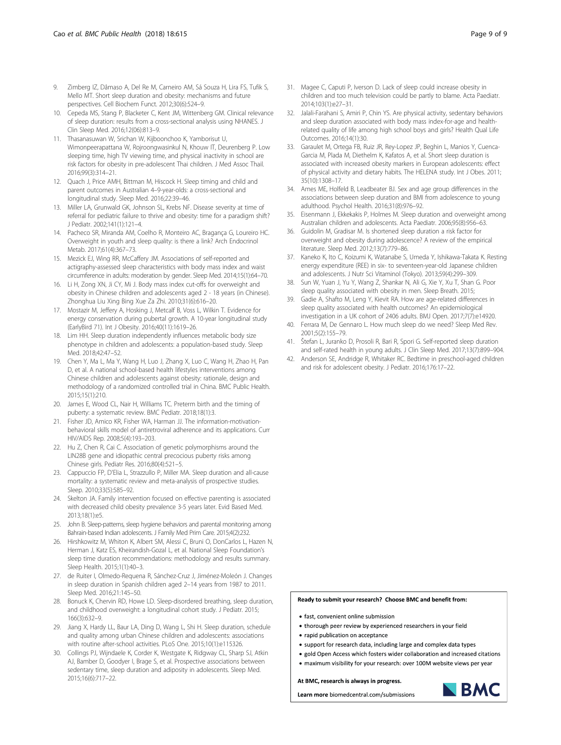9. Zimberg IZ, Dâmaso A, Del Re M, Carneiro AM, Sá Souza H, Lira FS, Tufik S, Mello MT. Short sleep duration and obesity: mechanisms and future perspectives. Cell Biochem Funct. 2012;30(6):524–9.
10. Cepeda MS, Stang P, Blacketer C, Kent JM, Wittenberg GM. Clinical relevance of sleep duration: results from a cross-sectional analysis using NHANES. J Clin Sleep Med. 2016;12(06):813–9.
11. Thasanasuwan W, Srichan W, Kijboonchoo K, Yamborisut U, Wimonpeerapattana W, Rojroongwasinkul N, Khouw IT, Deurenberg P. Low sleeping time, high TV viewing time, and physical inactivity in school are risk factors for obesity in pre-adolescent Thai children. J Med Assoc Thail. 2016;99(3):314–21.
12. Quach J, Price AMH, Bittman M, Hiscock H. Sleep timing and child and parent outcomes in Australian 4–9-year-olds: a cross-sectional and longitudinal study. Sleep Med. 2016;22:39–46.
13. Miller LA, Grunwald GK, Johnson SL, Krebs NF. Disease severity at time of referral for pediatric failure to thrive and obesity: time for a paradigm shift? J Pediatr. 2002;141(1):121–4.
14. Pacheco SR, Miranda AM, Coelho R, Monteiro AC, Bragança G, Loureiro HC. Overweight in youth and sleep quality: is there a link? Arch Endocrinol Metab. 2017;61(4):367–73.
15. Mezick EJ, Wing RR, McCaffery JM. Associations of self-reported and actigraphy-assessed sleep characteristics with body mass index and waist circumference in adults: moderation by gender. Sleep Med. 2014;15(1):64–70.
16. Li H, Zong XN, Ji CY, Mi J. Body mass index cut-offs for overweight and obesity in Chinese children and adolescents aged 2 - 18 years (in Chinese). Zhonghua Liu Xing Bing Xue Za Zhi. 2010;31(6):616–20.
17. Mostazir M, Jeffery A, Hosking J, Metcalf B, Voss L, Wilkin T. Evidence for energy conservation during pubertal growth. A 10-year longitudinal study (EarlyBird 71). Int J Obesity. 2016;40(11):1619–26.
18. Lim HH. Sleep duration independently influences metabolic body size phenotype in children and adolescents: a population-based study. Sleep Med. 2018;42:47–52.
19. Chen Y, Ma L, Ma Y, Wang H, Luo J, Zhang X, Luo C, Wang H, Zhao H, Pan D, et al. A national school-based health lifestyles interventions among Chinese children and adolescents against obesity: rationale, design and methodology of a randomized controlled trial in China. BMC Public Health. 2015;15(1):210.
20. James E, Wood CL, Nair H, Williams TC. Preterm birth and the timing of puberty: a systematic review. BMC Pediatr. 2018;18(1):3.
21. Fisher JD, Amico KR, Fisher WA, Harman JJ. The information-motivation-behavioral skills model of antiretroviral adherence and its applications. Curr HIV/AIDS Rep. 2008;5(4):193–203.
22. Hu Z, Chen R, Cai C. Association of genetic polymorphisms around the LIN28B gene and idiopathic central precocious puberty risks among Chinese girls. Pediatr Res. 2016;80(4):521–5.
23. Cappuccio FP, D'Elia L, Strazzullo P, Miller MA. Sleep duration and all-cause mortality: a systematic review and meta-analysis of prospective studies. Sleep. 2010;33(5):585–92.
24. Skelton JA. Family intervention focused on effective parenting is associated with decreased child obesity prevalence 3-5 years later. Evid Based Med. 2013;18(1):e5.
25. John B. Sleep-patterns, sleep hygiene behaviors and parental monitoring among Bahrain-based Indian adolescents. J Family Med Prim Care. 2015;4(2):232.
26. Hirshkowitz M, Whiton K, Albert SM, Alessi C, Bruni O, DonCarlos L, Hazen N, Herman J, Katz ES, Kheirandish-Gozal L, et al. National Sleep Foundation's sleep time duration recommendations: methodology and results summary. Sleep Health. 2015;1(1):40–3.
27. de Ruiter I, Olmedo-Requena R, Sánchez-Cruz J, Jiménez-Moleón J. Changes in sleep duration in Spanish children aged 2–14 years from 1987 to 2011. Sleep Med. 2016;21:145–50.
28. Bonuck K, Chervin RD, Howe LD. Sleep-disordered breathing, sleep duration, and childhood overweight: a longitudinal cohort study. J Pediatr. 2015; 166(3):632–9.
29. Jiang X, Hardy LL, Baur LA, Ding D, Wang L, Shi H. Sleep duration, schedule and quality among urban Chinese children and adolescents: associations with routine after-school activities. PLoS One. 2015;10(1):e115326.
30. Collings PJ, Wijndaele K, Corder K, Westgate K, Ridgway CL, Sharp SJ, Atkin AJ, Bamber D, Goodyer I, Brage S, et al. Prospective associations between sedentary time, sleep duration and adiposity in adolescents. Sleep Med. 2015;16(6):717–22.
31. Magee C, Caputi P, Iverson D. Lack of sleep could increase obesity in children and too much television could be partly to blame. Acta Paediatr. 2014;103(1):e27–31.
32. Jalali-Farahani S, Amiri P, Chin YS. Are physical activity, sedentary behaviors and sleep duration associated with body mass index-for-age and health-related quality of life among high school boys and girls? Health Qual Life Outcomes. 2016;14(1):30.
33. Garaulet M, Ortega FB, Ruiz JR, Rey-Lopez JP, Beghin L, Manios Y, Cuenca-Garcia M, Plada M, Diethelm K, Kafatos A, et al. Short sleep duration is associated with increased obesity markers in European adolescents: effect of physical activity and dietary habits. The HELENA study. Int J Obes. 2011; 35(10):1308–17.
34. Ames ME, Holfeld B, Leadbeater BJ. Sex and age group differences in the associations between sleep duration and BMI from adolescence to young adulthood. Psychol Health. 2016;31(8):976–92.
35. Eisenmann J, Ekkekakis P, Holmes M. Sleep duration and overweight among Australian children and adolescents. Acta Paediatr. 2006;95(8):956–63.
36. Guidolin M, Gradisar M. Is shortened sleep duration a risk factor for overweight and obesity during adolescence? A review of the empirical literature. Sleep Med. 2012;13(7):779–86.
37. Kaneko K, Ito C, Koizumi K, Watanabe S, Umeda Y, Ishikawa-Takata K. Resting energy expenditure (REE) in six- to seventeen-year-old Japanese children and adolescents. J Nutr Sci Vitaminol (Tokyo). 2013;59(4):299–309.
38. Sun W, Yuan J, Yu Y, Wang Z, Shankar N, Ali G, Xie Y, Xu T, Shan G. Poor sleep quality associated with obesity in men. Sleep Breath. 2015;
39. Gadie A, Shafto M, Leng Y, Kievit RA. How are age-related differences in sleep quality associated with health outcomes? An epidemiological investigation in a UK cohort of 2406 adults. BMJ Open. 2017;7(7):e14920.
40. Ferrara M, De Gennaro L. How much sleep do we need? Sleep Med Rev. 2001;5(2):155–79.
41. Štefan L, Juranko D, Prosoli R, Bari R, Spori G. Self-reported sleep duration and self-rated health in young adults. J Clin Sleep Med. 2017;13(7):899–904.
42. Anderson SE, Andridge R, Whitaker RC. Bedtime in preschool-aged children and risk for adolescent obesity. J Pediatr. 2016;176:17–22.

**Ready to submit your research? Choose BMC and benefit from:**

- fast, convenient online submission
- thorough peer review by experienced researchers in your field
- rapid publication on acceptance
- support for research data, including large and complex data types
- gold Open Access which fosters wider collaboration and increased citations
- maximum visibility for your research: over 100M website views per year

**At BMC, research is always in progress.**

**Learn more** biomedcentral.com/submissions

BMC